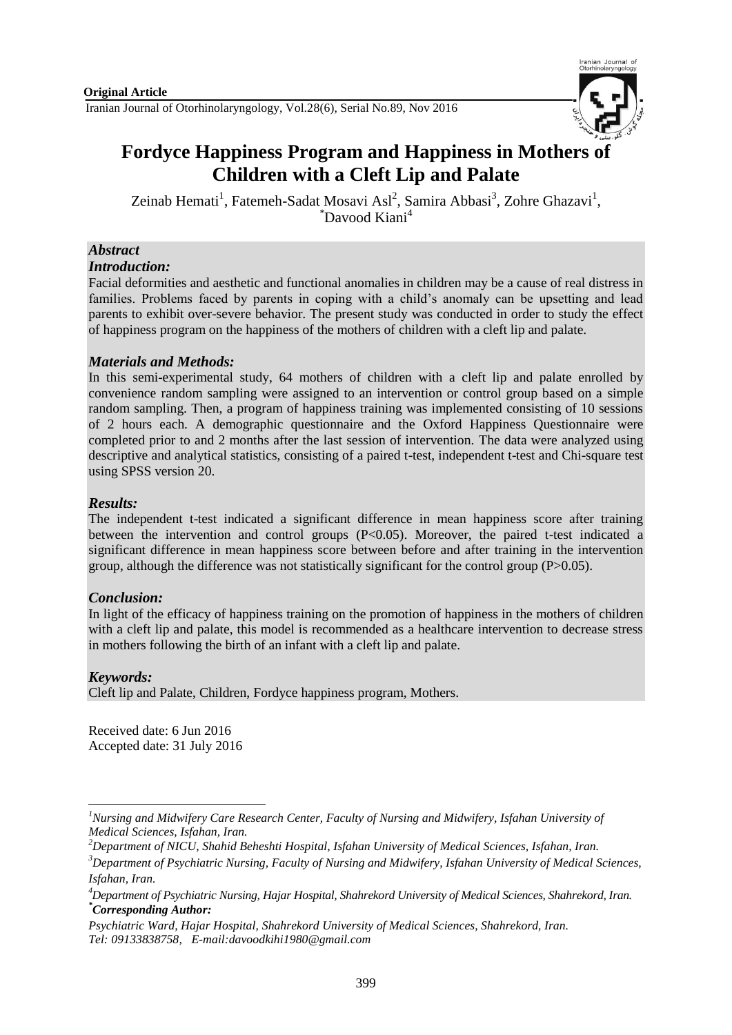**Original Article**

# Fordyce Happiness Program and Happiness in Mothers of Children with a Cleft Lip and Palate

Zeinab Hemati[1], Fatemeh-Sadat Mosavi Asl[2], Samira Abbasi[3], Zohre Ghazavi[1], *Davood Kiani[4]

## *Abstract*

### *Introduction:*

Facial deformities and aesthetic and functional anomalies in children may be a cause of real distress in families. Problems faced by parents in coping with a child's anomaly can be upsetting and lead parents to exhibit over-severe behavior. The present study was conducted in order to study the effect of happiness program on the happiness of the mothers of children with a cleft lip and palate.

### *Materials and Methods:*

In this semi-experimental study, 64 mothers of children with a cleft lip and palate enrolled by convenience random sampling were assigned to an intervention or control group based on a simple random sampling. Then, a program of happiness training was implemented consisting of 10 sessions of 2 hours each. A demographic questionnaire and the Oxford Happiness Questionnaire were completed prior to and 2 months after the last session of intervention. The data were analyzed using descriptive and analytical statistics, consisting of a paired t-test, independent t-test and Chi-square test using SPSS version 20.

### *Results:*

The independent t-test indicated a significant difference in mean happiness score after training between the intervention and control groups ($P<0.05$). Moreover, the paired t-test indicated a significant difference in mean happiness score between before and after training in the intervention group, although the difference was not statistically significant for the control group ($P>0.05$).

### *Conclusion:*

In light of the efficacy of happiness training on the promotion of happiness in the mothers of children with a cleft lip and palate, this model is recommended as a healthcare intervention to decrease stress in mothers following the birth of an infant with a cleft lip and palate.

### *Keywords:*

Cleft lip and Palate, Children, Fordyce happiness program, Mothers.

Received date: 6 Jun 2016
Accepted date: 31 July 2016

---

[1] *Nursing and Midwifery Care Research Center, Faculty of Nursing and Midwifery, Isfahan University of Medical Sciences, Isfahan, Iran.*

[2] *Department of NICU, Shahid Beheshti Hospital, Isfahan University of Medical Sciences, Isfahan, Iran.*

[3] *Department of Psychiatric Nursing, Faculty of Nursing and Midwifery, Isfahan University of Medical Sciences, Isfahan, Iran.*

[4] *Department of Psychiatric Nursing, Hajar Hospital, Shahrekord University of Medical Sciences, Shahrekord, Iran.*

****Corresponding Author:***

*Psychiatric Ward, Hajar Hospital, Shahrekord University of Medical Sciences, Shahrekord, Iran.*
*Tel: 09133838758, E-mail:davoodkihi1980@gmail.com*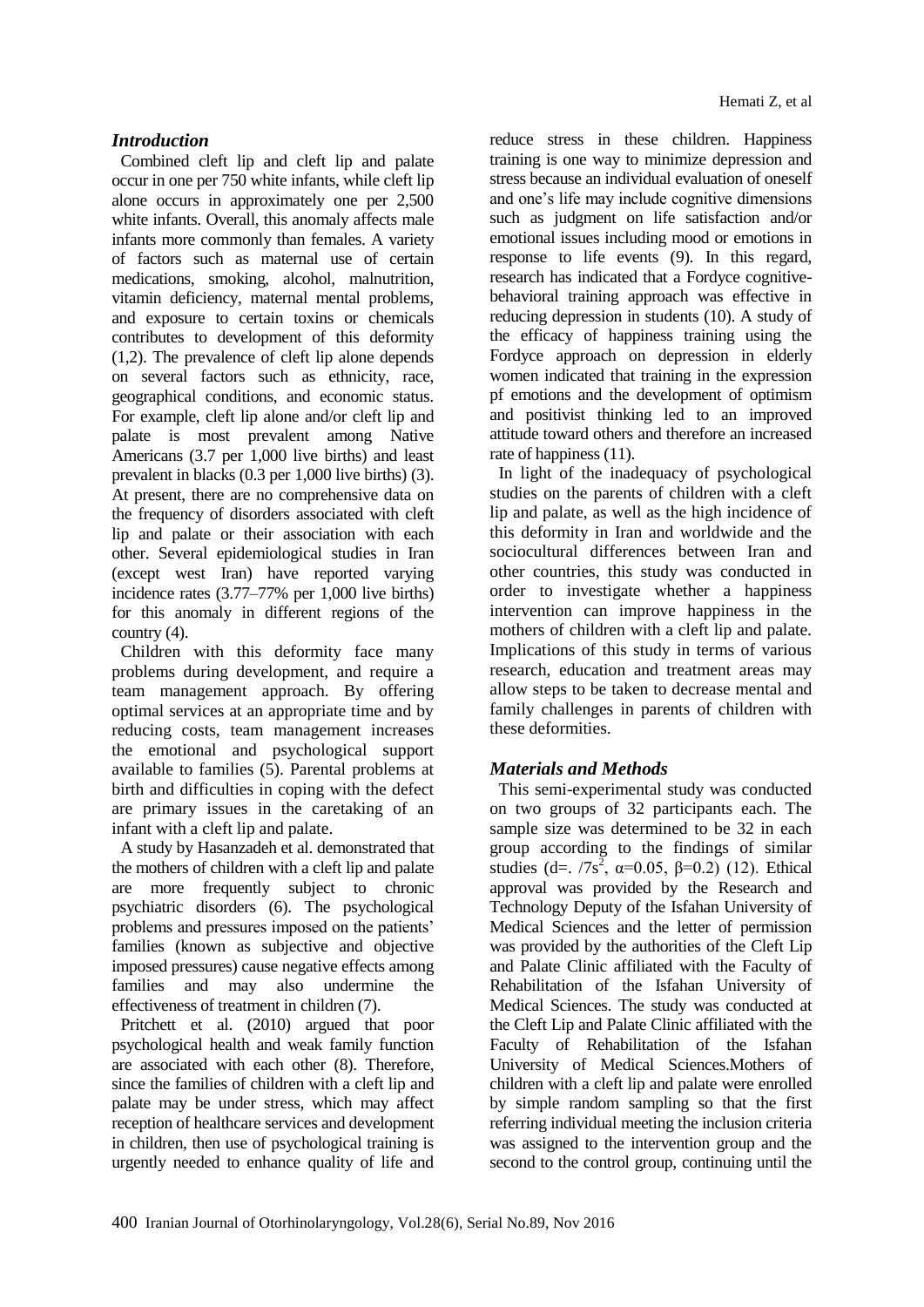## *Introduction*

Combined cleft lip and cleft lip and palate occur in one per 750 white infants, while cleft lip alone occurs in approximately one per 2,500 white infants. Overall, this anomaly affects male infants more commonly than females. A variety of factors such as maternal use of certain medications, smoking, alcohol, malnutrition, vitamin deficiency, maternal mental problems, and exposure to certain toxins or chemicals contributes to development of this deformity (1,2). The prevalence of cleft lip alone depends on several factors such as ethnicity, race, geographical conditions, and economic status. For example, cleft lip alone and/or cleft lip and palate is most prevalent among Native Americans (3.7 per 1,000 live births) and least prevalent in blacks (0.3 per 1,000 live births) (3). At present, there are no comprehensive data on the frequency of disorders associated with cleft lip and palate or their association with each other. Several epidemiological studies in Iran (except west Iran) have reported varying incidence rates (3.77–77% per 1,000 live births) for this anomaly in different regions of the country (4).

Children with this deformity face many problems during development, and require a team management approach. By offering optimal services at an appropriate time and by reducing costs, team management increases the emotional and psychological support available to families (5). Parental problems at birth and difficulties in coping with the defect are primary issues in the caretaking of an infant with a cleft lip and palate.

A study by Hasanzadeh et al. demonstrated that the mothers of children with a cleft lip and palate are more frequently subject to chronic psychiatric disorders (6). The psychological problems and pressures imposed on the patients' families (known as subjective and objective imposed pressures) cause negative effects among families and may also undermine the effectiveness of treatment in children (7).

Pritchett et al. (2010) argued that poor psychological health and weak family function are associated with each other (8). Therefore, since the families of children with a cleft lip and palate may be under stress, which may affect reception of healthcare services and development in children, then use of psychological training is urgently needed to enhance quality of life and reduce stress in these children. Happiness training is one way to minimize depression and stress because an individual evaluation of oneself and one's life may include cognitive dimensions such as judgment on life satisfaction and/or emotional issues including mood or emotions in response to life events (9). In this regard, research has indicated that a Fordyce cognitive-behavioral training approach was effective in reducing depression in students (10). A study of the efficacy of happiness training using the Fordyce approach on depression in elderly women indicated that training in the expression pf emotions and the development of optimism and positivist thinking led to an improved attitude toward others and therefore an increased rate of happiness (11).

In light of the inadequacy of psychological studies on the parents of children with a cleft lip and palate, as well as the high incidence of this deformity in Iran and worldwide and the sociocultural differences between Iran and other countries, this study was conducted in order to investigate whether a happiness intervention can improve happiness in the mothers of children with a cleft lip and palate. Implications of this study in terms of various research, education and treatment areas may allow steps to be taken to decrease mental and family challenges in parents of children with these deformities.

## *Materials and Methods*

This semi-experimental study was conducted on two groups of 32 participants each. The sample size was determined to be 32 in each group according to the findings of similar studies (d=. /7s$^2$, $\alpha$=0.05, $\beta$=0.2) (12). Ethical approval was provided by the Research and Technology Deputy of the Isfahan University of Medical Sciences and the letter of permission was provided by the authorities of the Cleft Lip and Palate Clinic affiliated with the Faculty of Rehabilitation of the Isfahan University of Medical Sciences. The study was conducted at the Cleft Lip and Palate Clinic affiliated with the Faculty of Rehabilitation of the Isfahan University of Medical Sciences.Mothers of children with a cleft lip and palate were enrolled by simple random sampling so that the first referring individual meeting the inclusion criteria was assigned to the intervention group and the second to the control group, continuing until the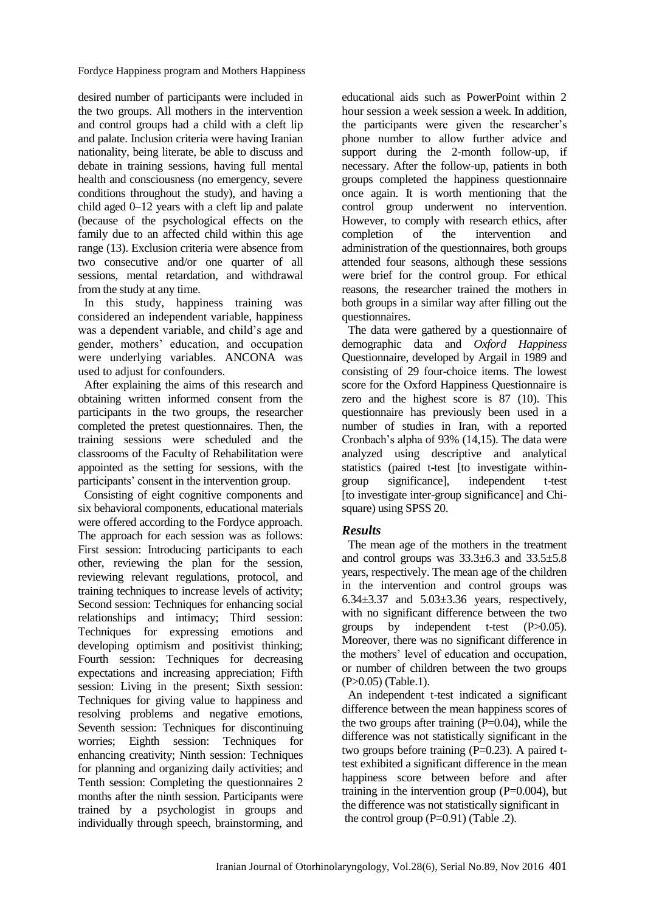desired number of participants were included in the two groups. All mothers in the intervention and control groups had a child with a cleft lip and palate. Inclusion criteria were having Iranian nationality, being literate, be able to discuss and debate in training sessions, having full mental health and consciousness (no emergency, severe conditions throughout the study), and having a child aged 0–12 years with a cleft lip and palate (because of the psychological effects on the family due to an affected child within this age range (13). Exclusion criteria were absence from two consecutive and/or one quarter of all sessions, mental retardation, and withdrawal from the study at any time.

In this study, happiness training was considered an independent variable, happiness was a dependent variable, and child's age and gender, mothers' education, and occupation were underlying variables. ANCONA was used to adjust for confounders.

After explaining the aims of this research and obtaining written informed consent from the participants in the two groups, the researcher completed the pretest questionnaires. Then, the training sessions were scheduled and the classrooms of the Faculty of Rehabilitation were appointed as the setting for sessions, with the participants' consent in the intervention group.

Consisting of eight cognitive components and six behavioral components, educational materials were offered according to the Fordyce approach. The approach for each session was as follows: First session: Introducing participants to each other, reviewing the plan for the session, reviewing relevant regulations, protocol, and training techniques to increase levels of activity; Second session: Techniques for enhancing social relationships and intimacy; Third session: Techniques for expressing emotions and developing optimism and positivist thinking; Fourth session: Techniques for decreasing expectations and increasing appreciation; Fifth session: Living in the present; Sixth session: Techniques for giving value to happiness and resolving problems and negative emotions, Seventh session: Techniques for discontinuing worries; Eighth session: Techniques for enhancing creativity; Ninth session: Techniques for planning and organizing daily activities; and Tenth session: Completing the questionnaires 2 months after the ninth session. Participants were trained by a psychologist in groups and individually through speech, brainstorming, and educational aids such as PowerPoint within 2 hour session a week session a week. In addition, the participants were given the researcher's phone number to allow further advice and support during the 2-month follow-up, if necessary. After the follow-up, patients in both groups completed the happiness questionnaire once again. It is worth mentioning that the control group underwent no intervention. However, to comply with research ethics, after completion of the intervention and administration of the questionnaires, both groups attended four seasons, although these sessions were brief for the control group. For ethical reasons, the researcher trained the mothers in both groups in a similar way after filling out the questionnaires.

The data were gathered by a questionnaire of demographic data and *Oxford Happiness* Questionnaire, developed by Argail in 1989 and consisting of 29 four-choice items. The lowest score for the Oxford Happiness Questionnaire is zero and the highest score is 87 (10). This questionnaire has previously been used in a number of studies in Iran, with a reported Cronbach's alpha of 93% (14,15). The data were analyzed using descriptive and analytical statistics (paired t-test [to investigate within-group significance], independent t-test [to investigate inter-group significance] and Chi-square) using SPSS 20.

## *Results*

The mean age of the mothers in the treatment and control groups was 33.3±6.3 and 33.5±5.8 years, respectively. The mean age of the children in the intervention and control groups was 6.34±3.37 and 5.03±3.36 years, respectively, with no significant difference between the two groups by independent t-test ($P>0.05$). Moreover, there was no significant difference in the mothers' level of education and occupation, or number of children between the two groups ($P>0.05$) (Table.1).

An independent t-test indicated a significant difference between the mean happiness scores of the two groups after training ($P=0.04$), while the difference was not statistically significant in the two groups before training ($P=0.23$). A paired t-test exhibited a significant difference in the mean happiness score between before and after training in the intervention group ($P=0.004$), but the difference was not statistically significant in the control group ($P=0.91$) (Table .2).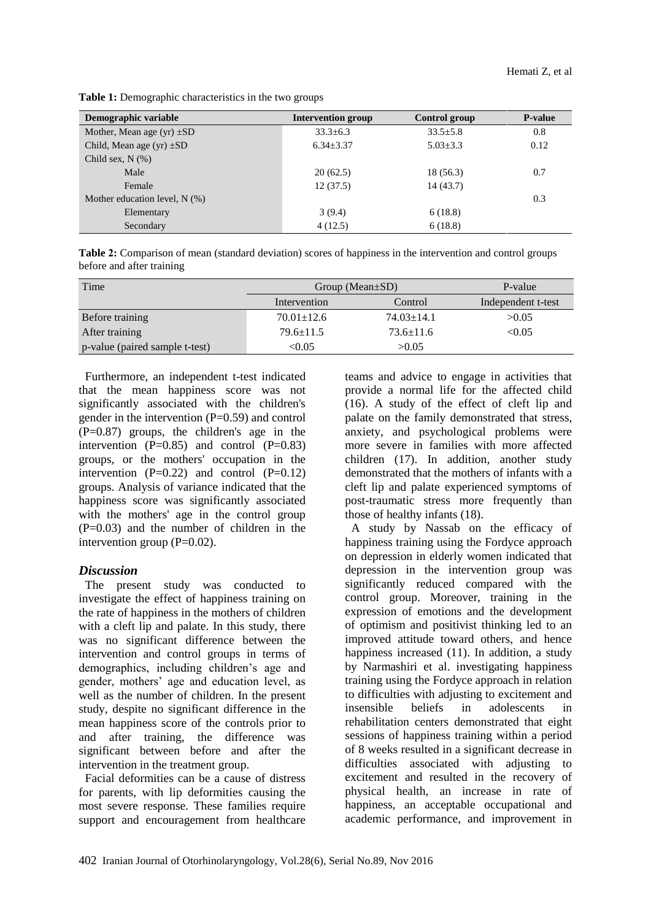**Table 1:** Demographic characteristics in the two groups

| Demographic variable | Intervention group | Control group | P-value |
|---|---|---|---|
| Mother, Mean age (yr) ±SD | 33.3±6.3 | 33.5±5.8 | 0.8 |
| Child, Mean age (yr) ±SD | 6.34±3.37 | 5.03±3.3 | 0.12 |
| Child sex, N (%) | | | |
| Male | 20 (62.5) | 18 (56.3) | 0.7 |
| Female | 12 (37.5) | 14 (43.7) | |
| Mother education level, N (%) | | | 0.3 |
| Elementary | 3 (9.4) | 6 (18.8) | |
| Secondary | 4 (12.5) | 6 (18.8) | |

**Table 2:** Comparison of mean (standard deviation) scores of happiness in the intervention and control groups before and after training

| Time | Group (Mean±SD) | | P-value |
|---|---|---|---|
| | Intervention | Control | Independent t-test |
| Before training | 70.01±12.6 | 74.03±14.1 | >0.05 |
| After training | 79.6±11.5 | 73.6±11.6 | <0.05 |
| p-value (paired sample t-test) | <0.05 | >0.05 | |

Furthermore, an independent t-test indicated that the mean happiness score was not significantly associated with the children's gender in the intervention (P=0.59) and control (P=0.87) groups, the children's age in the intervention (P=0.85) and control (P=0.83) groups, or the mothers' occupation in the intervention (P=0.22) and control (P=0.12) groups. Analysis of variance indicated that the happiness score was significantly associated with the mothers' age in the control group (P=0.03) and the number of children in the intervention group (P=0.02).

### *Discussion*

The present study was conducted to investigate the effect of happiness training on the rate of happiness in the mothers of children with a cleft lip and palate. In this study, there was no significant difference between the intervention and control groups in terms of demographics, including children's age and gender, mothers' age and education level, as well as the number of children. In the present study, despite no significant difference in the mean happiness score of the controls prior to and after training, the difference was significant between before and after the intervention in the treatment group.

Facial deformities can be a cause of distress for parents, with lip deformities causing the most severe response. These families require support and encouragement from healthcare teams and advice to engage in activities that provide a normal life for the affected child (16). A study of the effect of cleft lip and palate on the family demonstrated that stress, anxiety, and psychological problems were more severe in families with more affected children (17). In addition, another study demonstrated that the mothers of infants with a cleft lip and palate experienced symptoms of post-traumatic stress more frequently than those of healthy infants (18).

A study by Nassab on the efficacy of happiness training using the Fordyce approach on depression in elderly women indicated that depression in the intervention group was significantly reduced compared with the control group. Moreover, training in the expression of emotions and the development of optimism and positivist thinking led to an improved attitude toward others, and hence happiness increased (11). In addition, a study by Narmashiri et al. investigating happiness training using the Fordyce approach in relation to difficulties with adjusting to excitement and insensible beliefs in adolescents in rehabilitation centers demonstrated that eight sessions of happiness training within a period of 8 weeks resulted in a significant decrease in difficulties associated with adjusting to excitement and resulted in the recovery of physical health, an increase in rate of happiness, an acceptable occupational and academic performance, and improvement in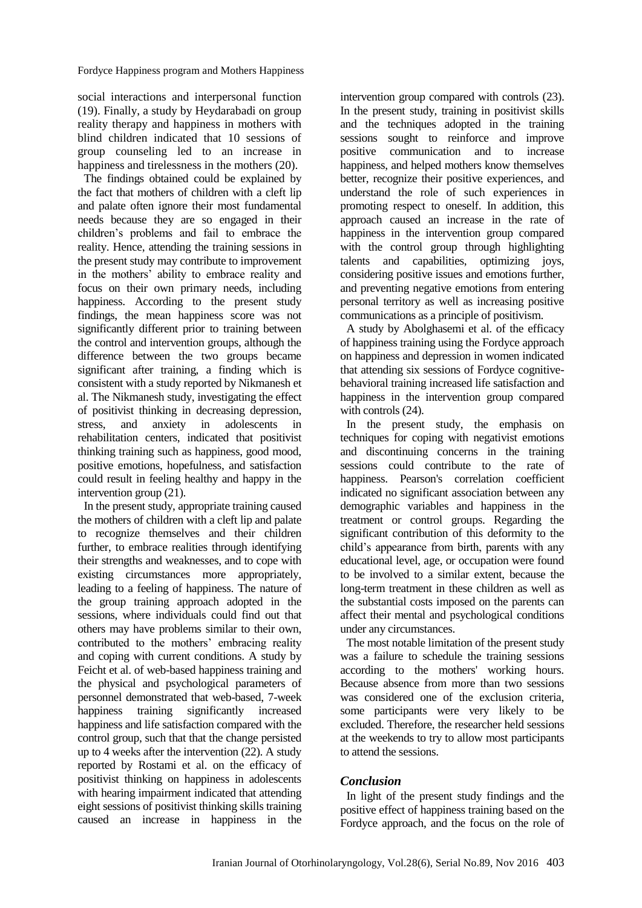social interactions and interpersonal function (19). Finally, a study by Heydarabadi on group reality therapy and happiness in mothers with blind children indicated that 10 sessions of group counseling led to an increase in happiness and tirelessness in the mothers (20).

The findings obtained could be explained by the fact that mothers of children with a cleft lip and palate often ignore their most fundamental needs because they are so engaged in their children's problems and fail to embrace the reality. Hence, attending the training sessions in the present study may contribute to improvement in the mothers' ability to embrace reality and focus on their own primary needs, including happiness. According to the present study findings, the mean happiness score was not significantly different prior to training between the control and intervention groups, although the difference between the two groups became significant after training, a finding which is consistent with a study reported by Nikmanesh et al. The Nikmanesh study, investigating the effect of positivist thinking in decreasing depression, stress, and anxiety in adolescents in rehabilitation centers, indicated that positivist thinking training such as happiness, good mood, positive emotions, hopefulness, and satisfaction could result in feeling healthy and happy in the intervention group (21).

In the present study, appropriate training caused the mothers of children with a cleft lip and palate to recognize themselves and their children further, to embrace realities through identifying their strengths and weaknesses, and to cope with existing circumstances more appropriately, leading to a feeling of happiness. The nature of the group training approach adopted in the sessions, where individuals could find out that others may have problems similar to their own, contributed to the mothers' embracing reality and coping with current conditions. A study by Feicht et al. of web-based happiness training and the physical and psychological parameters of personnel demonstrated that web-based, 7-week happiness training significantly increased happiness and life satisfaction compared with the control group, such that that the change persisted up to 4 weeks after the intervention (22). A study reported by Rostami et al. on the efficacy of positivist thinking on happiness in adolescents with hearing impairment indicated that attending eight sessions of positivist thinking skills training caused an increase in happiness in the intervention group compared with controls (23). In the present study, training in positivist skills and the techniques adopted in the training sessions sought to reinforce and improve positive communication and to increase happiness, and helped mothers know themselves better, recognize their positive experiences, and understand the role of such experiences in promoting respect to oneself. In addition, this approach caused an increase in the rate of happiness in the intervention group compared with the control group through highlighting talents and capabilities, optimizing joys, considering positive issues and emotions further, and preventing negative emotions from entering personal territory as well as increasing positive communications as a principle of positivism.

A study by Abolghasemi et al. of the efficacy of happiness training using the Fordyce approach on happiness and depression in women indicated that attending six sessions of Fordyce cognitive-behavioral training increased life satisfaction and happiness in the intervention group compared with controls (24).

In the present study, the emphasis on techniques for coping with negativist emotions and discontinuing concerns in the training sessions could contribute to the rate of happiness. Pearson's correlation coefficient indicated no significant association between any demographic variables and happiness in the treatment or control groups. Regarding the significant contribution of this deformity to the child's appearance from birth, parents with any educational level, age, or occupation were found to be involved to a similar extent, because the long-term treatment in these children as well as the substantial costs imposed on the parents can affect their mental and psychological conditions under any circumstances.

The most notable limitation of the present study was a failure to schedule the training sessions according to the mothers' working hours. Because absence from more than two sessions was considered one of the exclusion criteria, some participants were very likely to be excluded. Therefore, the researcher held sessions at the weekends to try to allow most participants to attend the sessions.

## *Conclusion*

In light of the present study findings and the positive effect of happiness training based on the Fordyce approach, and the focus on the role of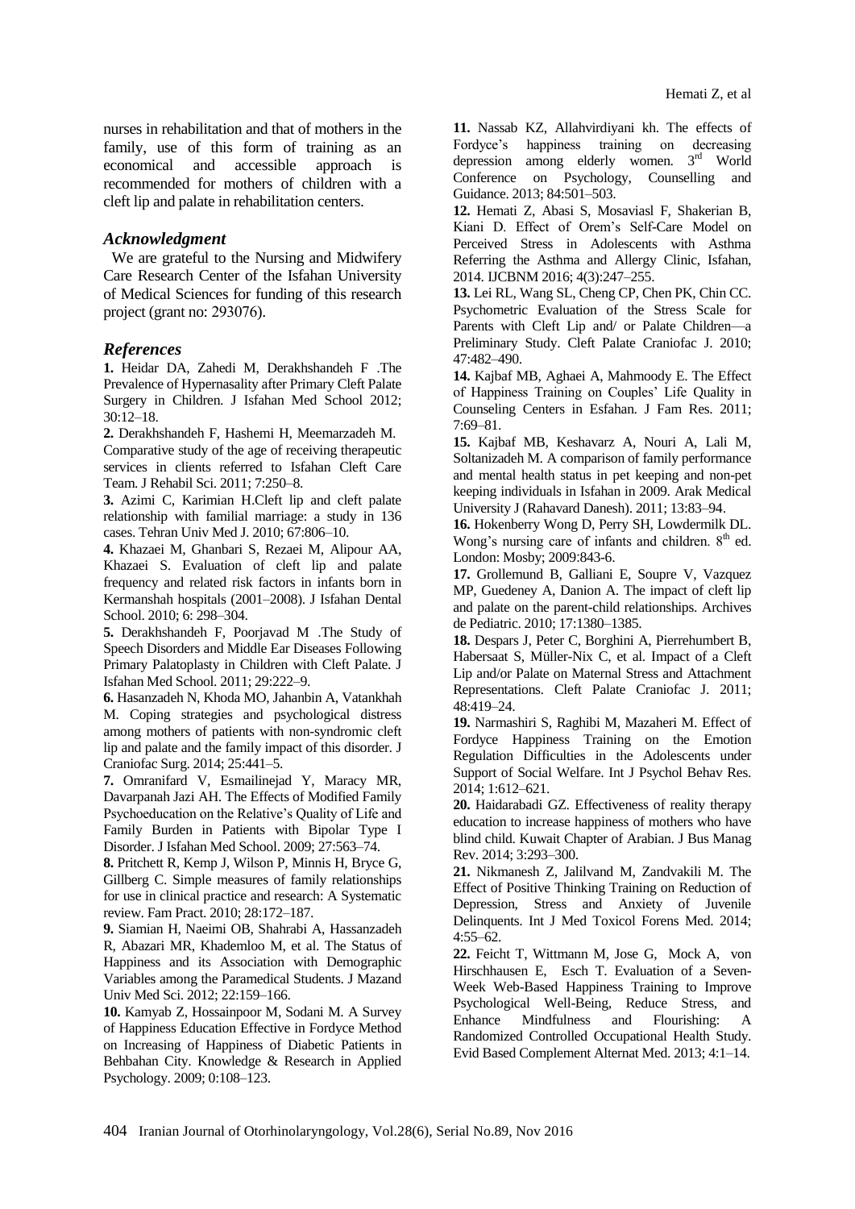nurses in rehabilitation and that of mothers in the family, use of this form of training as an economical and accessible approach is recommended for mothers of children with a cleft lip and palate in rehabilitation centers.

### *Acknowledgment*

We are grateful to the Nursing and Midwifery Care Research Center of the Isfahan University of Medical Sciences for funding of this research project (grant no: 293076).

### *References*

**1.** Heidar DA, Zahedi M, Derakhshandeh F .The Prevalence of Hypernasality after Primary Cleft Palate Surgery in Children. J Isfahan Med School 2012; 30:12–18.

**2.** Derakhshandeh F, Hashemi H, Meemarzadeh M. Comparative study of the age of receiving therapeutic services in clients referred to Isfahan Cleft Care Team. J Rehabil Sci. 2011; 7:250–8.

**3.** Azimi C, Karimian H.Cleft lip and cleft palate relationship with familial marriage: a study in 136 cases. Tehran Univ Med J. 2010; 67:806–10.

**4.** Khazaei M, Ghanbari S, Rezaei M, Alipour AA, Khazaei S. Evaluation of cleft lip and palate frequency and related risk factors in infants born in Kermanshah hospitals (2001–2008). J Isfahan Dental School. 2010; 6: 298–304.

**5.** Derakhshandeh F, Poorjavad M .The Study of Speech Disorders and Middle Ear Diseases Following Primary Palatoplasty in Children with Cleft Palate. J Isfahan Med School. 2011; 29:222–9.

**6.** Hasanzadeh N, Khoda MO, Jahanbin A, Vatankhah M. Coping strategies and psychological distress among mothers of patients with non-syndromic cleft lip and palate and the family impact of this disorder. J Craniofac Surg. 2014; 25:441–5.

**7.** Omranifard V, Esmailinejad Y, Maracy MR, Davarpanah Jazi AH. The Effects of Modified Family Psychoeducation on the Relative's Quality of Life and Family Burden in Patients with Bipolar Type I Disorder. J Isfahan Med School. 2009; 27:563–74.

**8.** Pritchett R, Kemp J, Wilson P, Minnis H, Bryce G, Gillberg C. Simple measures of family relationships for use in clinical practice and research: A Systematic review. Fam Pract. 2010; 28:172–187.

**9.** Siamian H, Naeimi OB, Shahrabi A, Hassanzadeh R, Abazari MR, Khademloo M, et al. The Status of Happiness and its Association with Demographic Variables among the Paramedical Students. J Mazand Univ Med Sci. 2012; 22:159–166.

**10.** Kamyab Z, Hossainpoor M, Sodani M. A Survey of Happiness Education Effective in Fordyce Method on Increasing of Happiness of Diabetic Patients in Behbahan City. Knowledge & Research in Applied Psychology. 2009; 0:108–123.

**11.** Nassab KZ, Allahvirdiyani kh. The effects of Fordyce's happiness training on decreasing depression among elderly women. 3rd World Conference on Psychology, Counselling and Guidance. 2013; 84:501–503.

**12.** Hemati Z, Abasi S, Mosaviasl F, Shakerian B, Kiani D. Effect of Orem's Self-Care Model on Perceived Stress in Adolescents with Asthma Referring the Asthma and Allergy Clinic, Isfahan, 2014. IJCBNM 2016; 4(3):247–255.

**13.** Lei RL, Wang SL, Cheng CP, Chen PK, Chin CC. Psychometric Evaluation of the Stress Scale for Parents with Cleft Lip and/ or Palate Children—a Preliminary Study. Cleft Palate Craniofac J. 2010; 47:482–490.

**14.** Kajbaf MB, Aghaei A, Mahmoody E. The Effect of Happiness Training on Couples' Life Quality in Counseling Centers in Esfahan. J Fam Res. 2011; 7:69–81.

**15.** Kajbaf MB, Keshavarz A, Nouri A, Lali M, Soltanizadeh M. A comparison of family performance and mental health status in pet keeping and non-pet keeping individuals in Isfahan in 2009. Arak Medical University J (Rahavard Danesh). 2011; 13:83–94.

**16.** Hokenberry Wong D, Perry SH, Lowdermilk DL. Wong's nursing care of infants and children. 8th ed. London: Mosby; 2009:843-6.

**17.** Grollemund B, Galliani E, Soupre V, Vazquez MP, Guedeney A, Danion A. The impact of cleft lip and palate on the parent-child relationships. Archives de Pediatric. 2010; 17:1380–1385.

**18.** Despars J, Peter C, Borghini A, Pierrehumbert B, Habersaat S, Müller-Nix C, et al. Impact of a Cleft Lip and/or Palate on Maternal Stress and Attachment Representations. Cleft Palate Craniofac J. 2011; 48:419–24.

**19.** Narmashiri S, Raghibi M, Mazaheri M. Effect of Fordyce Happiness Training on the Emotion Regulation Difficulties in the Adolescents under Support of Social Welfare. Int J Psychol Behav Res. 2014; 1:612–621.

**20.** Haidarabadi GZ. Effectiveness of reality therapy education to increase happiness of mothers who have blind child. Kuwait Chapter of Arabian. J Bus Manag Rev. 2014; 3:293–300.

**21.** Nikmanesh Z, Jalilvand M, Zandvakili M. The Effect of Positive Thinking Training on Reduction of Depression, Stress and Anxiety of Juvenile Delinquents. Int J Med Toxicol Forens Med. 2014; 4:55–62.

**22.** Feicht T, Wittmann M, Jose G, Mock A, von Hirschhausen E, Esch T. Evaluation of a Seven-Week Web-Based Happiness Training to Improve Psychological Well-Being, Reduce Stress, and Enhance Mindfulness and Flourishing: A Randomized Controlled Occupational Health Study. Evid Based Complement Alternat Med. 2013; 4:1–14.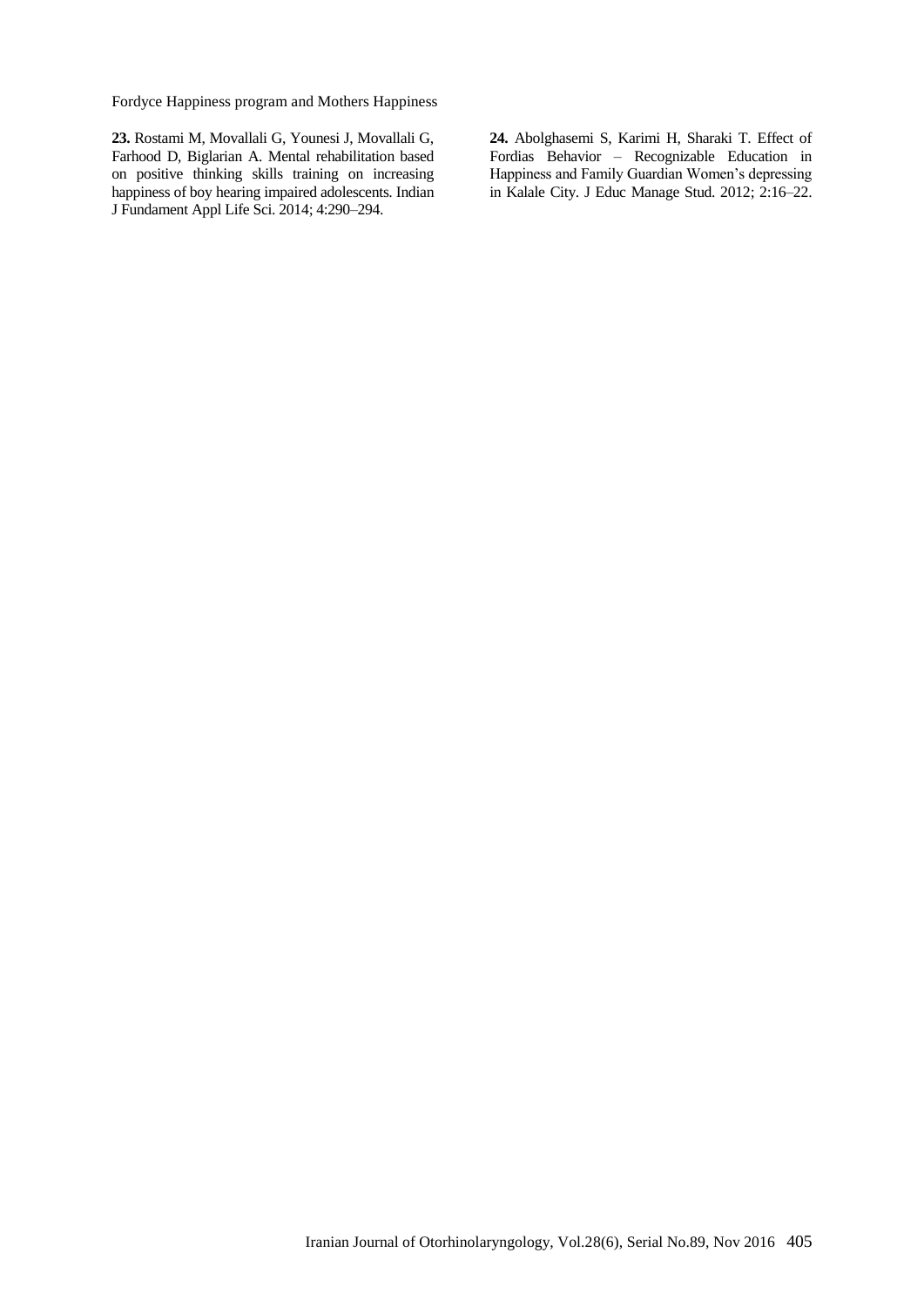**23.** Rostami M, Movallali G, Younesi J, Movallali G, Farhood D, Biglarian A. Mental rehabilitation based on positive thinking skills training on increasing happiness of boy hearing impaired adolescents. Indian J Fundament Appl Life Sci. 2014; 4:290–294.

**24.** Abolghasemi S, Karimi H, Sharaki T. Effect of Fordias Behavior – Recognizable Education in Happiness and Family Guardian Women's depressing in Kalale City. J Educ Manage Stud. 2012; 2:16–22.